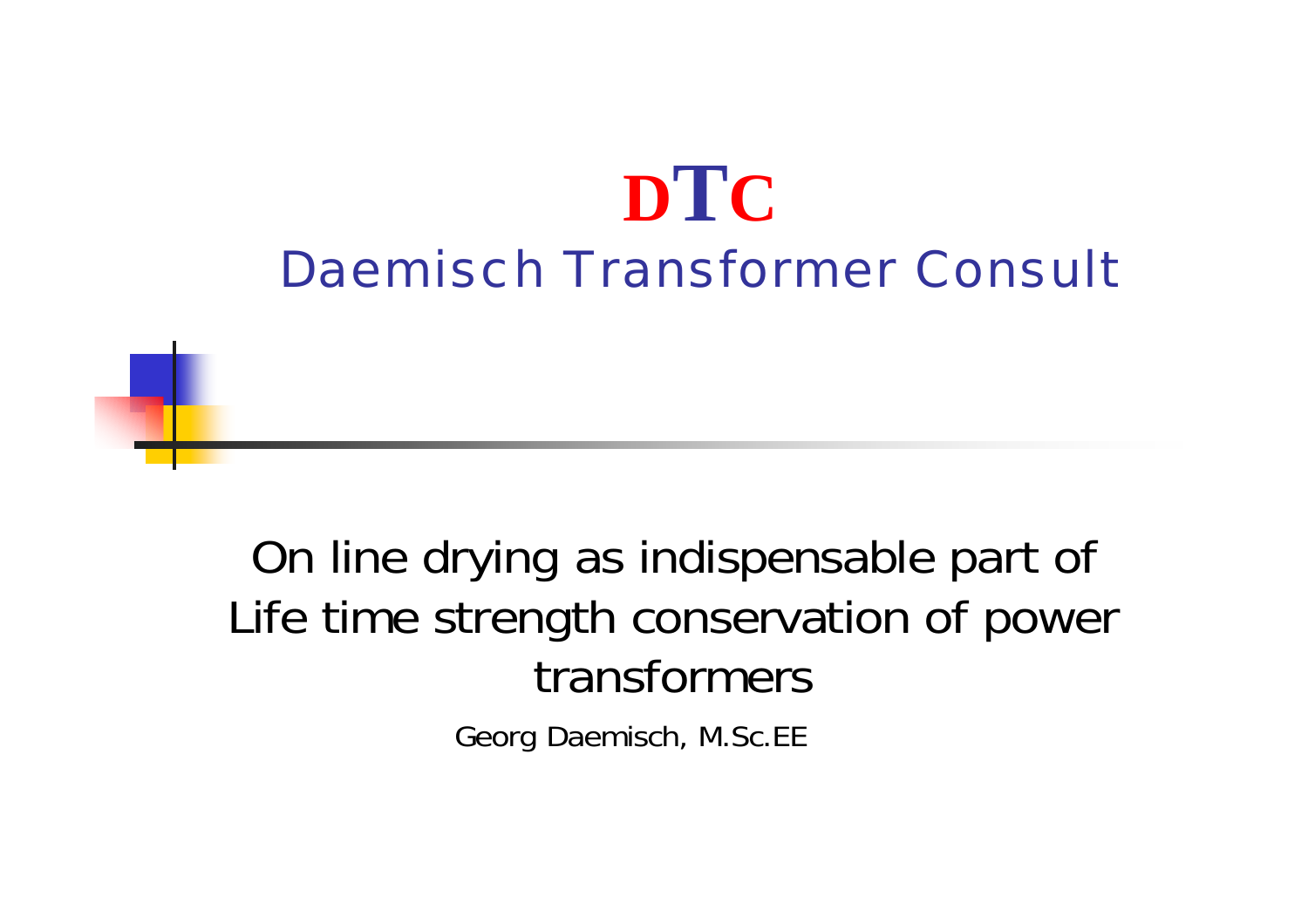# DTC

## Daemisch Transformer Consult

On line drying as indispensable part of Life time strength conservation of power transformers

Georg Daemisch, M.Sc.EE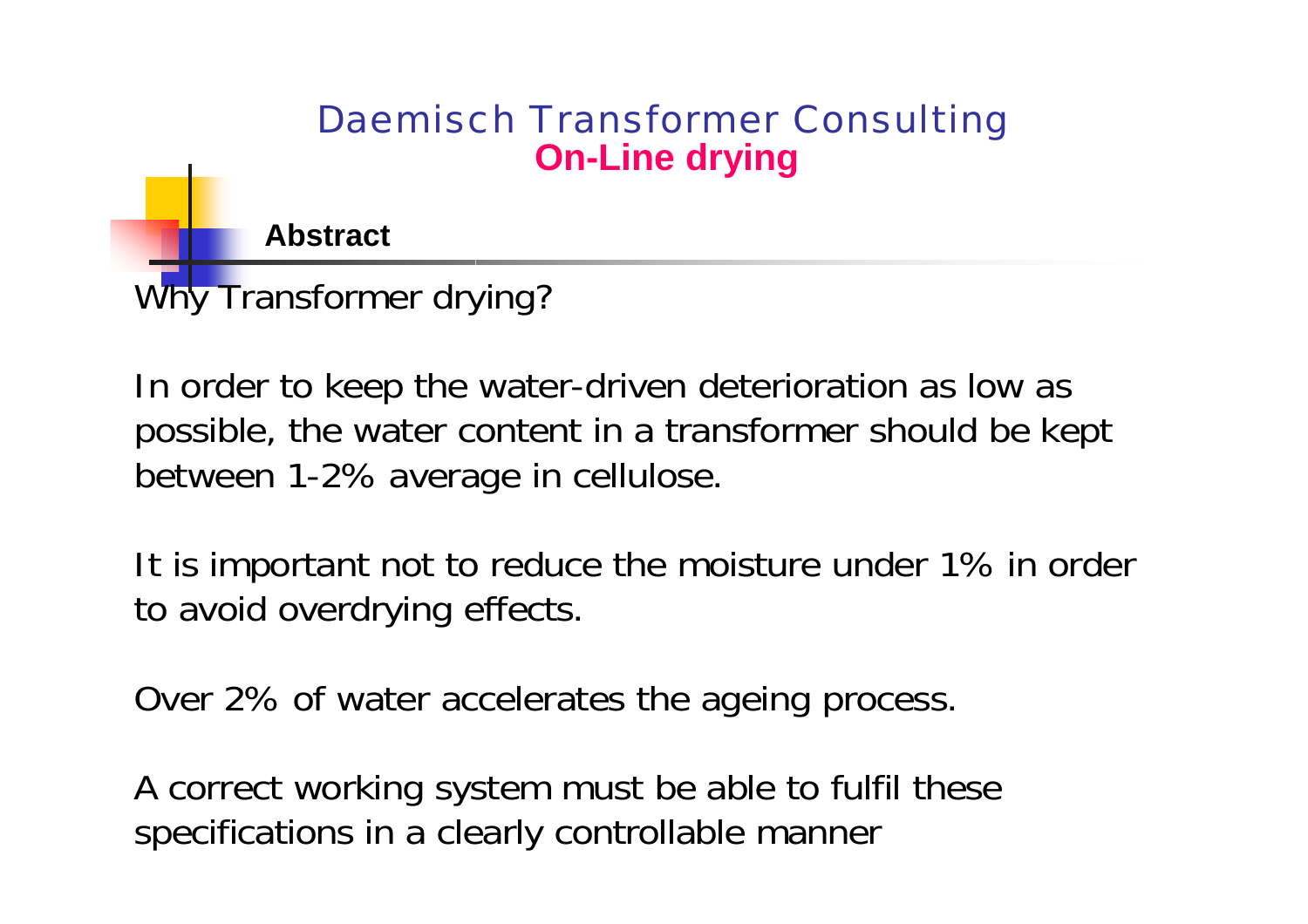Daemisch Transformer Consulting
**On-Line drying**

## Abstract

Why Transformer drying?

In order to keep the water-driven deterioration as low as possible, the water content in a transformer should be kept between 1-2% average in cellulose.

It is important not to reduce the moisture under 1% in order to avoid overdrying effects.

Over 2% of water accelerates the ageing process.

A correct working system must be able to fulfil these specifications in a clearly controllable manner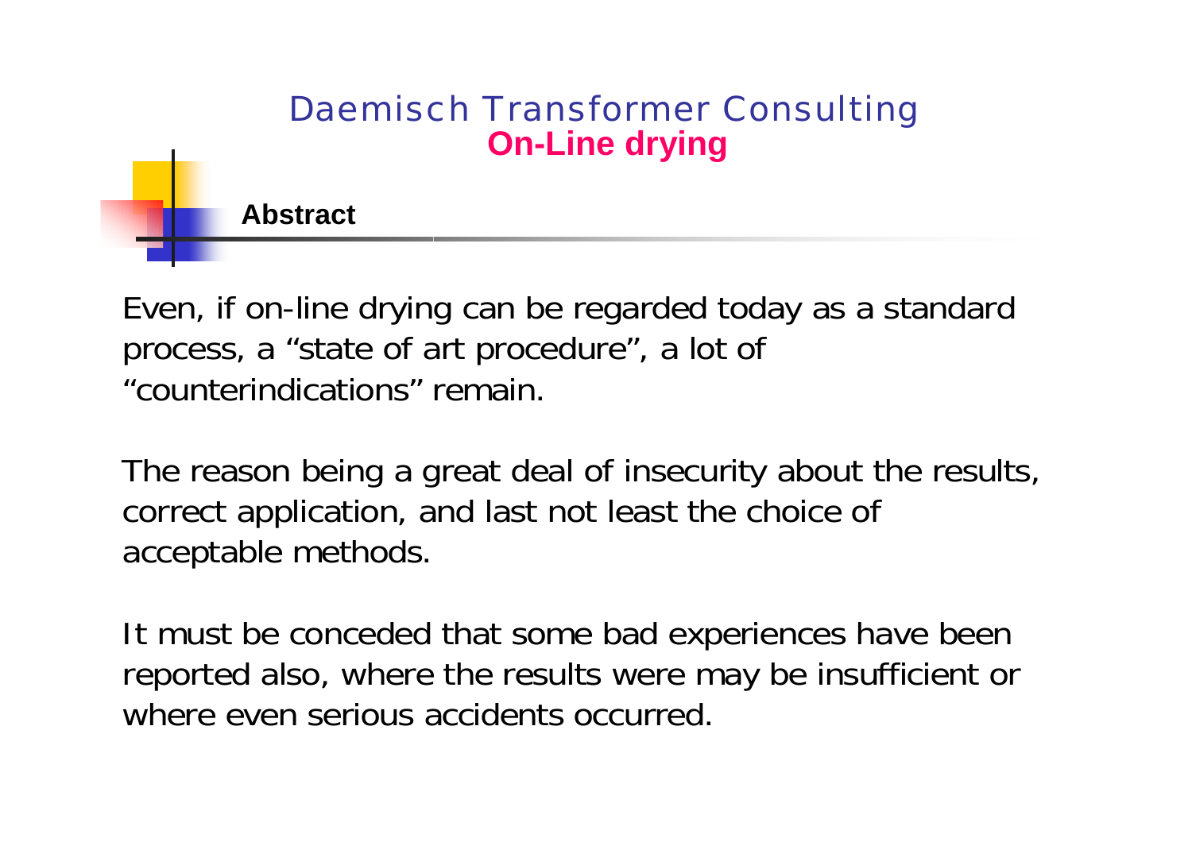# Daemisch Transformer Consulting
## On-Line drying

### Abstract

Even, if on-line drying can be regarded today as a standard process, a “state of art procedure”, a lot of “counterindications” remain.

The reason being a great deal of insecurity about the results, correct application, and last not least the choice of acceptable methods.

It must be conceded that some bad experiences have been reported also, where the results were may be insufficient or where even serious accidents occurred.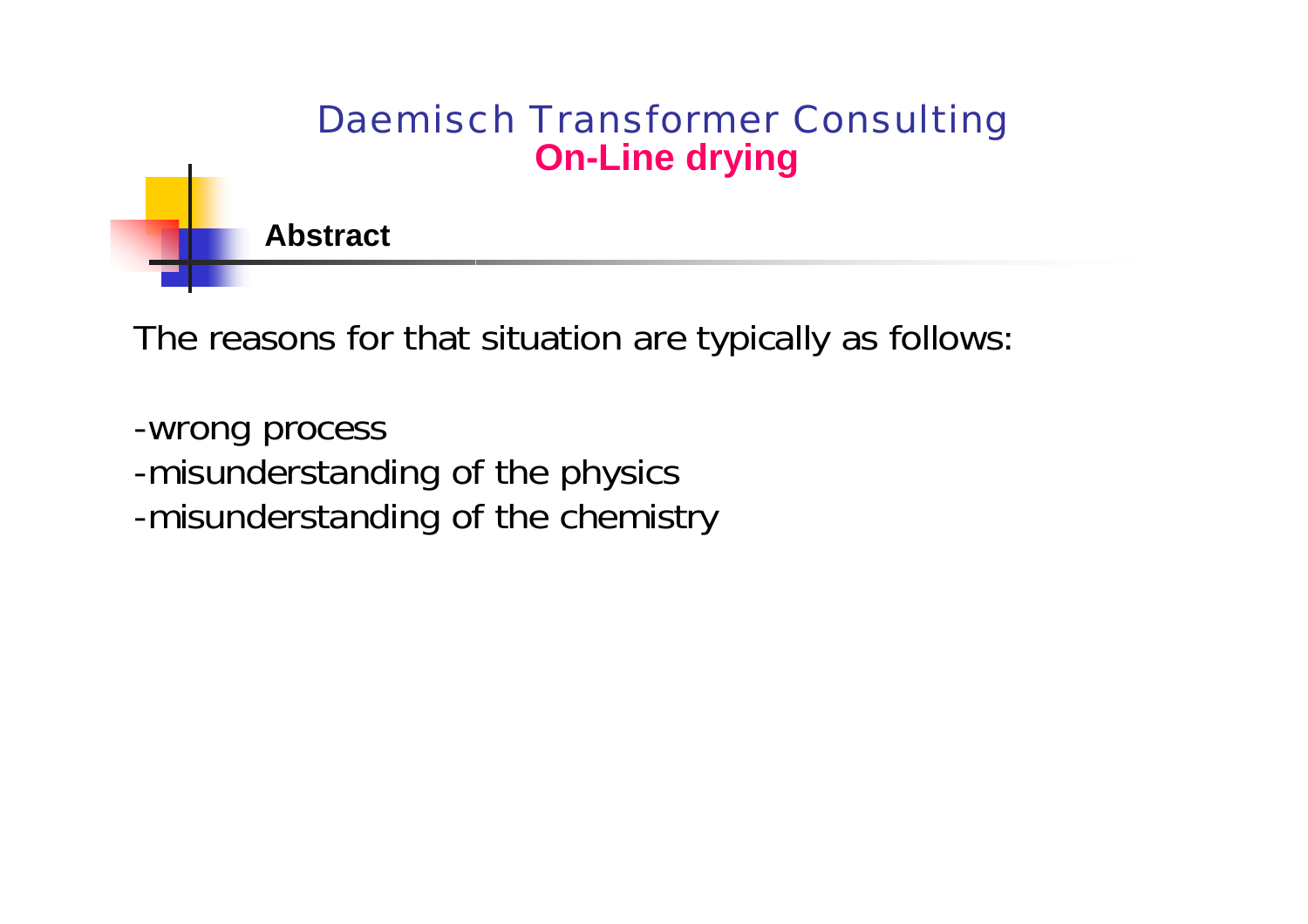# Daemisch Transformer Consulting

## On-Line drying

### Abstract

The reasons for that situation are typically as follows:

-wrong process
-misunderstanding of the physics
-misunderstanding of the chemistry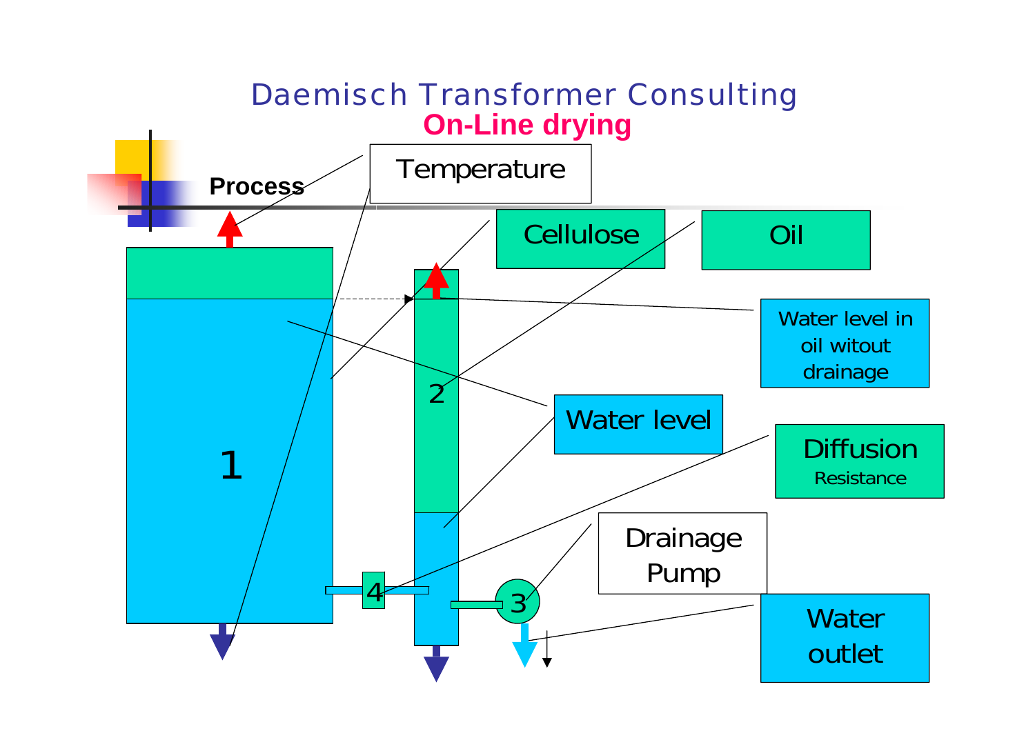# Daemisch Transformer Consulting

## On-Line drying

Process

Temperature

Cellulose

Oil

Water level in oil witout drainage

Water level

Diffusion Resistance

Drainage Pump

Water outlet

1

2

3

4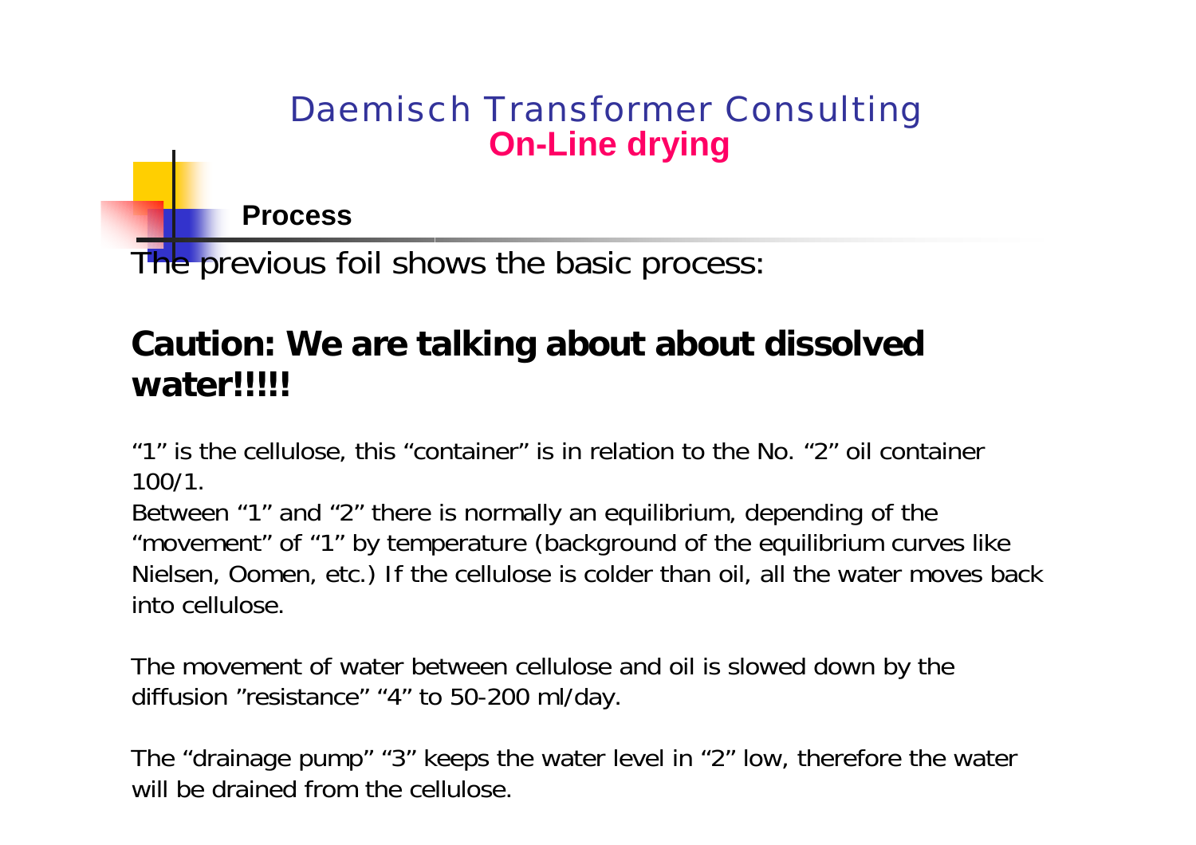# Daemisch Transformer Consulting
## On-Line drying

### Process

The previous foil shows the basic process:

**Caution: We are talking about about dissolved water!!!!!**

“1” is the cellulose, this “container” is in relation to the No. “2” oil container 100/1.

Between “1” and “2” there is normally an equilibrium, depending of the “movement” of “1” by temperature (background of the equilibrium curves like Nielsen, Oomen, etc.) If the cellulose is colder than oil, all the water moves back into cellulose.

The movement of water between cellulose and oil is slowed down by the diffusion ”resistance” “4” to 50-200 ml/day.

The “drainage pump” “3” keeps the water level in “2” low, therefore the water will be drained from the cellulose.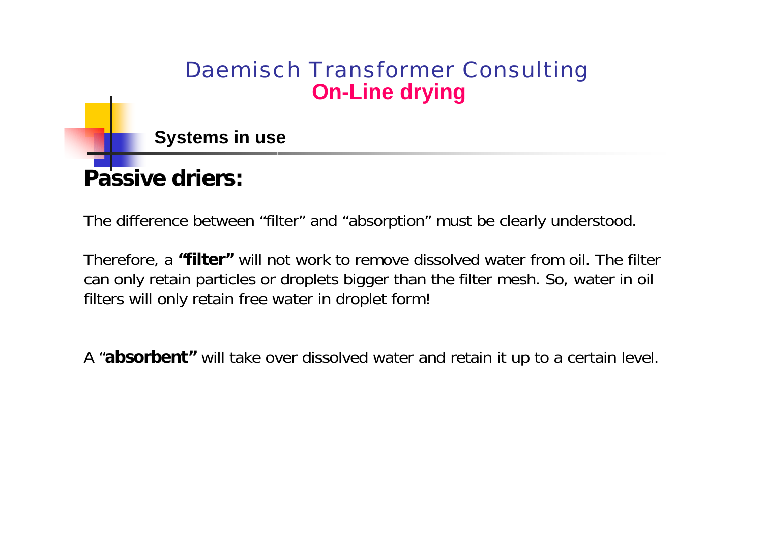# Daemisch Transformer Consulting
## On-Line drying

### Systems in use

## Passive driers:

The difference between “filter” and “absorption” must be clearly understood.

Therefore, a **“filter”** will not work to remove dissolved water from oil. The filter can only retain particles or droplets bigger than the filter mesh. So, water in oil filters will only retain free water in droplet form!

A “**absorbent”** will take over dissolved water and retain it up to a certain level.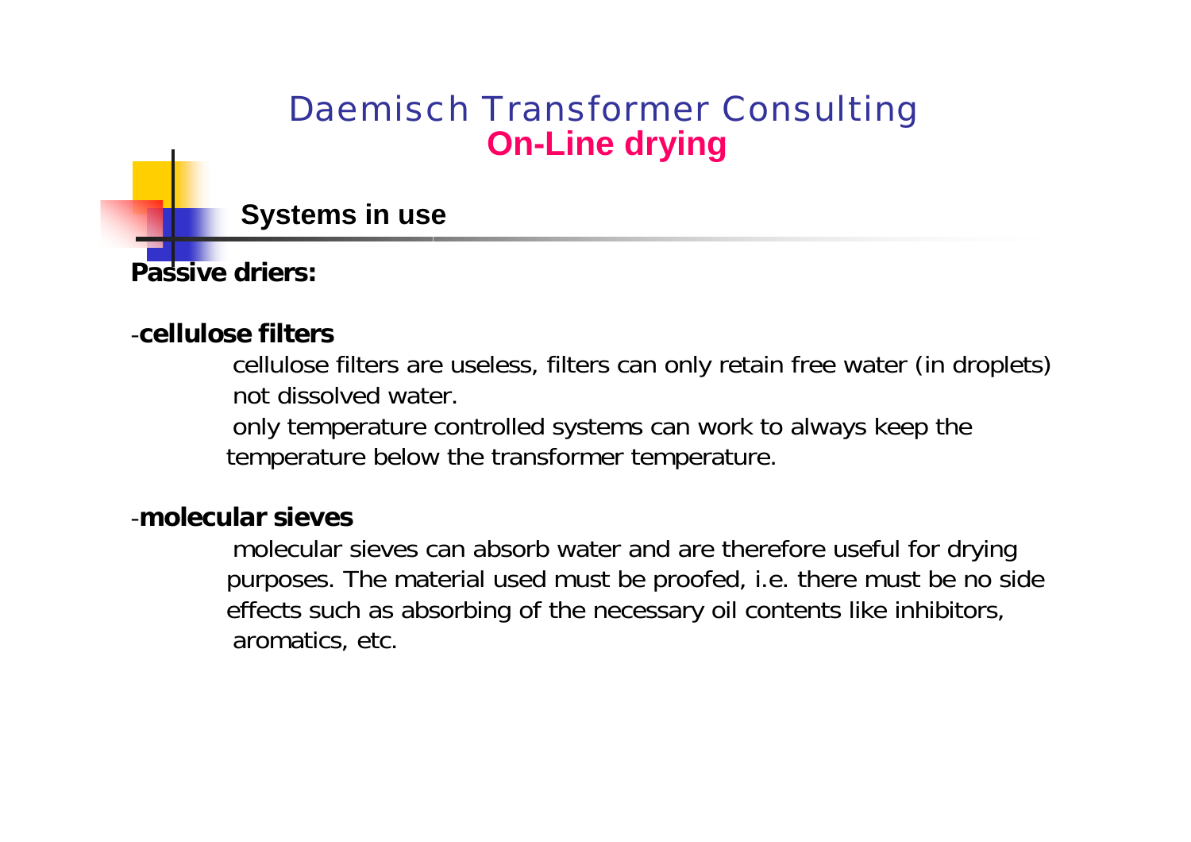# Daemisch Transformer Consulting
## On-Line drying

### Systems in use

**Passive driers:**

-**cellulose filters**

cellulose filters are useless, filters can only retain free water (in droplets) not dissolved water.

only temperature controlled systems can work to always keep the temperature below the transformer temperature.

-**molecular sieves**

molecular sieves can absorb water and are therefore useful for drying purposes. The material used must be proofed, i.e. there must be no side effects such as absorbing of the necessary oil contents like inhibitors, aromatics, etc.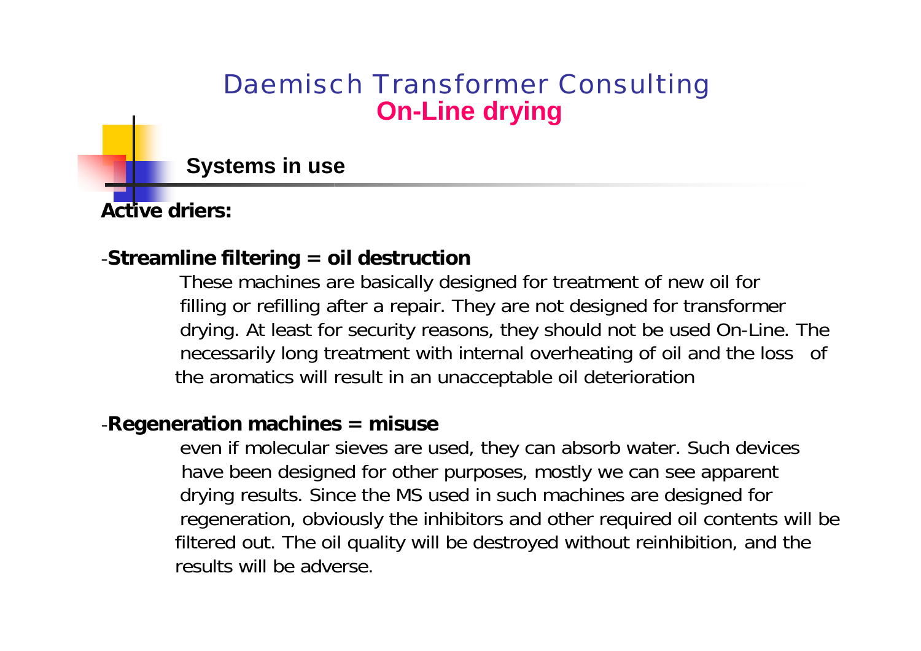# Daemisch Transformer Consulting
## On-Line drying

### Systems in use

**Active driers:**

-**Streamline filtering = oil destruction**

These machines are basically designed for treatment of new oil for filling or refilling after a repair. They are not designed for transformer drying. At least for security reasons, they should not be used On-Line. The necessarily long treatment with internal overheating of oil and the loss of the aromatics will result in an unacceptable oil deterioration

-**Regeneration machines = misuse**

even if molecular sieves are used, they can absorb water. Such devices have been designed for other purposes, mostly we can see apparent drying results. Since the MS used in such machines are designed for regeneration, obviously the inhibitors and other required oil contents will be filtered out. The oil quality will be destroyed without reinhibition, and the results will be adverse.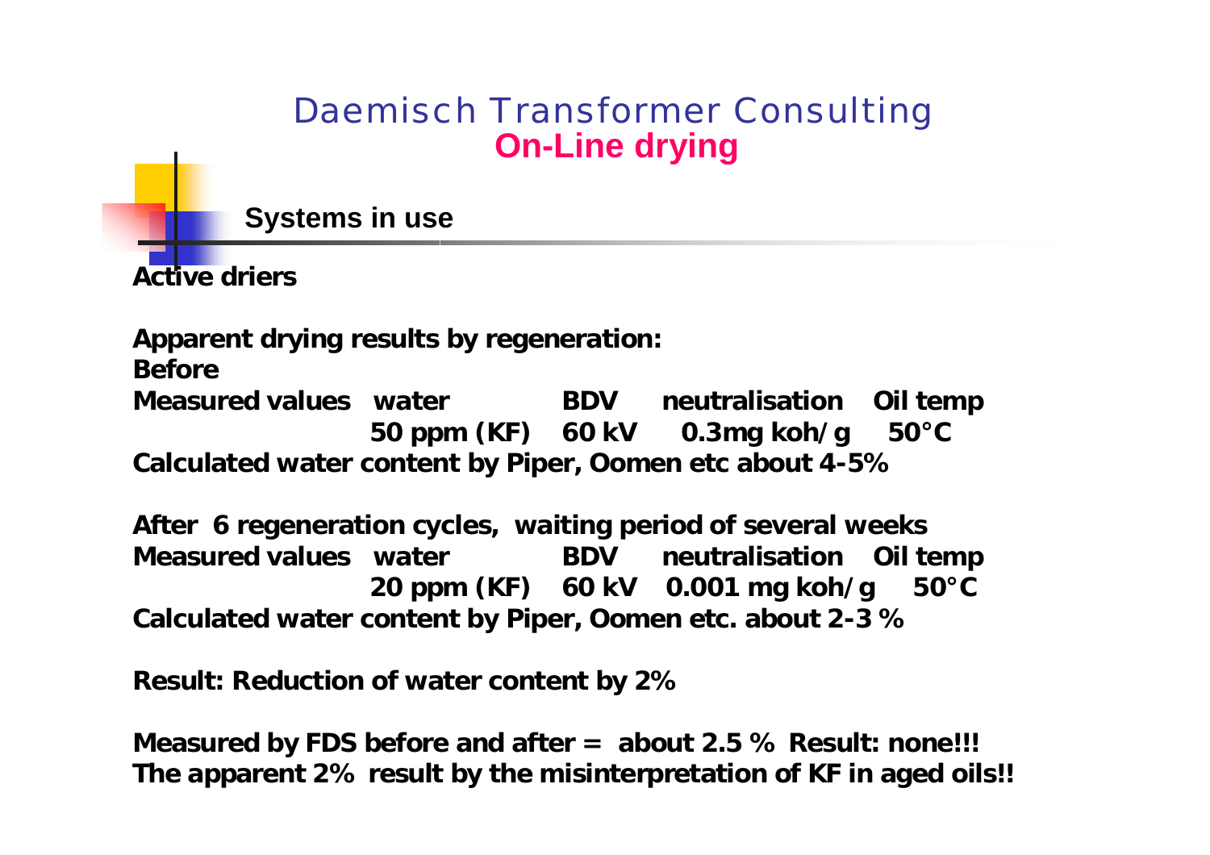# Daemisch Transformer Consulting
## On-Line drying

### Systems in use

**Active driers**

**Apparent drying results by regeneration:**

**Before**

| Measured values | water | BDV | neutralisation | Oil temp |
| --- | --- | --- | --- | --- |
| | 50 ppm (KF) | 60 kV | 0.3mg koh/g | 50°C |

**Calculated water content by Piper, Oomen etc about 4-5%**

**After 6 regeneration cycles, waiting period of several weeks**

| Measured values | water | BDV | neutralisation | Oil temp |
| --- | --- | --- | --- | --- |
| | 20 ppm (KF) | 60 kV | 0.001 mg koh/g | 50°C |

**Calculated water content by Piper, Oomen etc. about 2-3 %**

**Result: Reduction of water content by 2%**

**Measured by FDS before and after = about 2.5 % Result: none!!!**
**The apparent 2% result by the misinterpretation of KF in aged oils!!**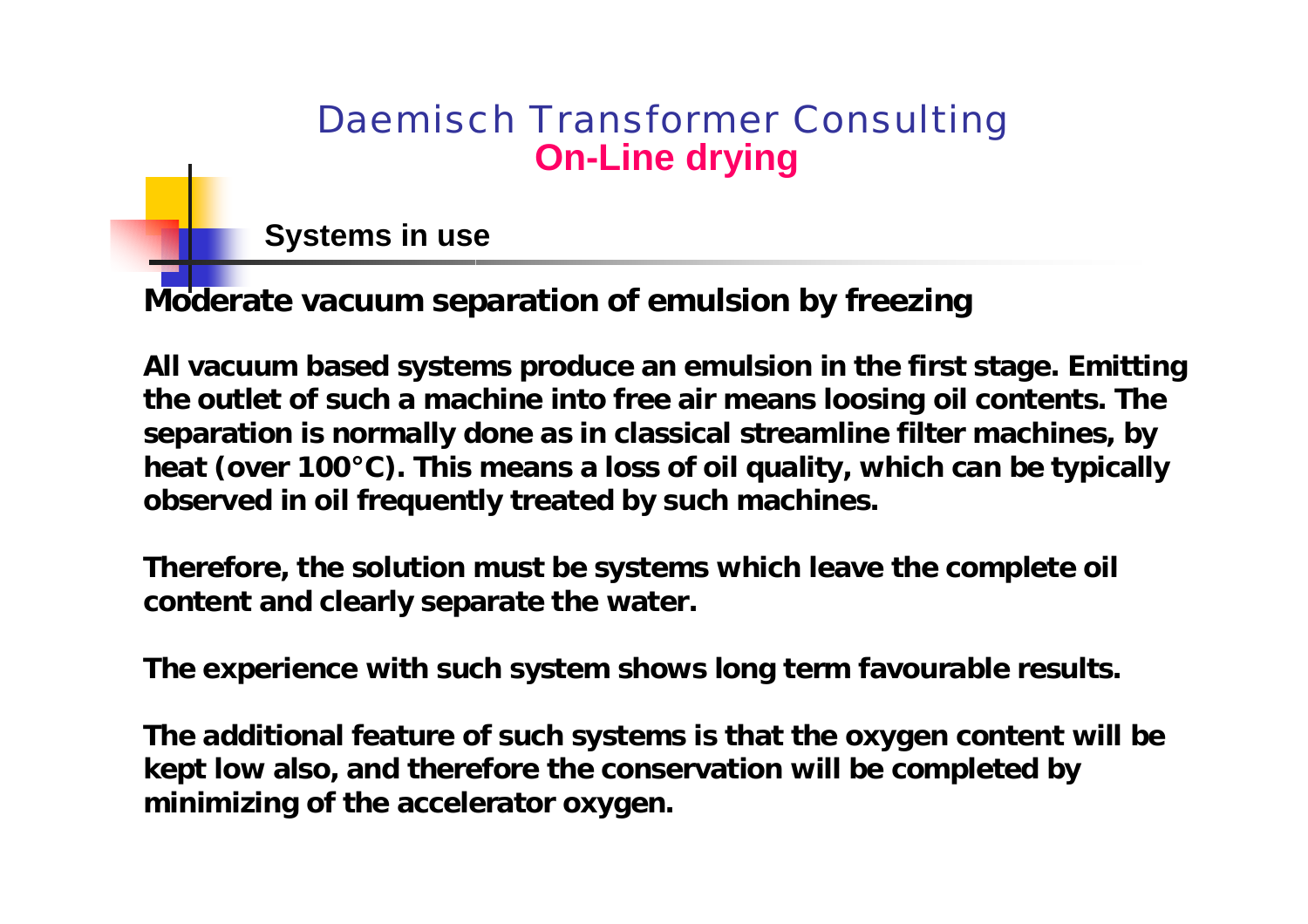# Daemisch Transformer Consulting
## On-Line drying

### Systems in use

**Moderate vacuum separation of emulsion by freezing**

**All vacuum based systems produce an emulsion in the first stage. Emitting the outlet of such a machine into free air means loosing oil contents. The separation is normally done as in classical streamline filter machines, by heat (over 100°C). This means a loss of oil quality, which can be typically observed in oil frequently treated by such machines.**

**Therefore, the solution must be systems which leave the complete oil content and clearly separate the water.**

**The experience with such system shows long term favourable results.**

**The additional feature of such systems is that the oxygen content will be kept low also, and therefore the conservation will be completed by minimizing of the accelerator oxygen.**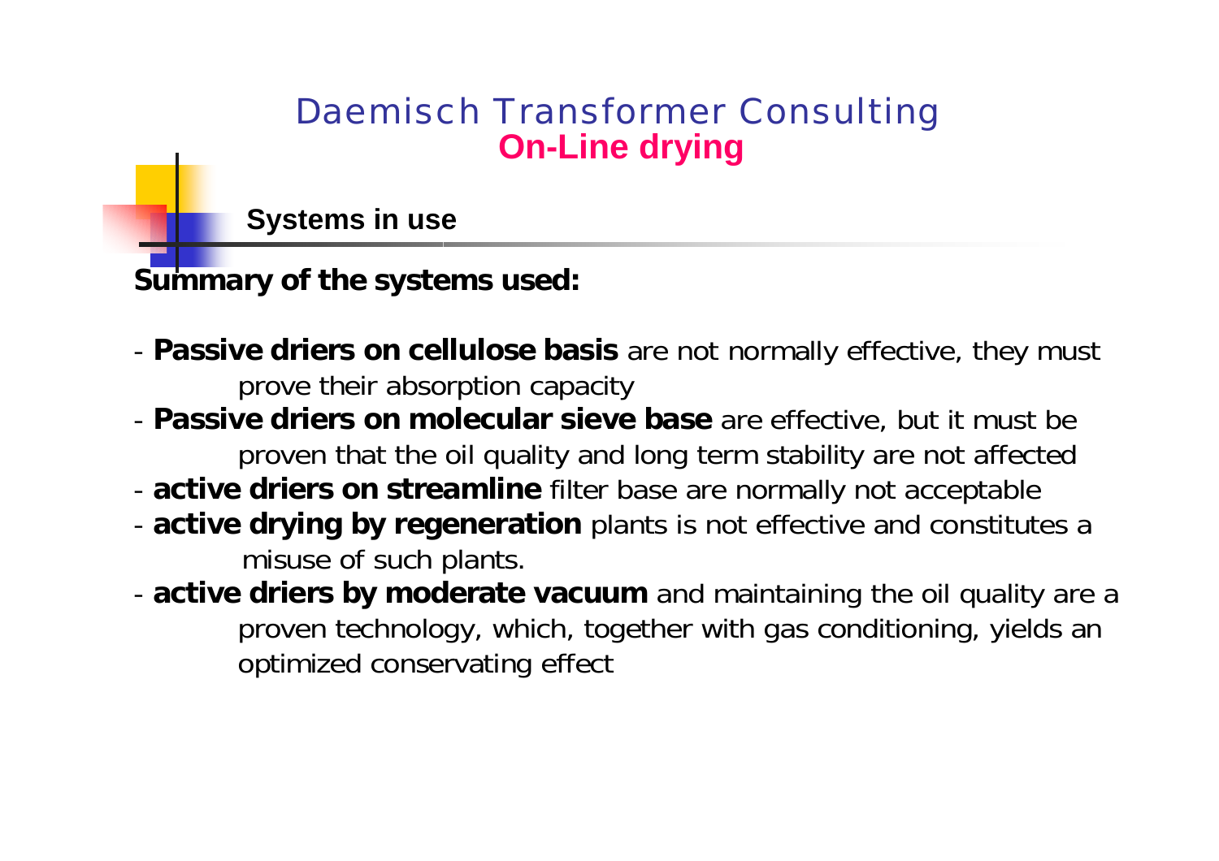# Daemisch Transformer Consulting

## On-Line drying

### Systems in use

**Summary of the systems used:**

- **Passive driers on cellulose basis** are not normally effective, they must prove their absorption capacity
- **Passive driers on molecular sieve base** are effective, but it must be proven that the oil quality and long term stability are not affected
- **active driers on streamline** filter base are normally not acceptable
- **active drying by regeneration** plants is not effective and constitutes a misuse of such plants.
- **active driers by moderate vacuum** and maintaining the oil quality are a proven technology, which, together with gas conditioning, yields an optimized conservating effect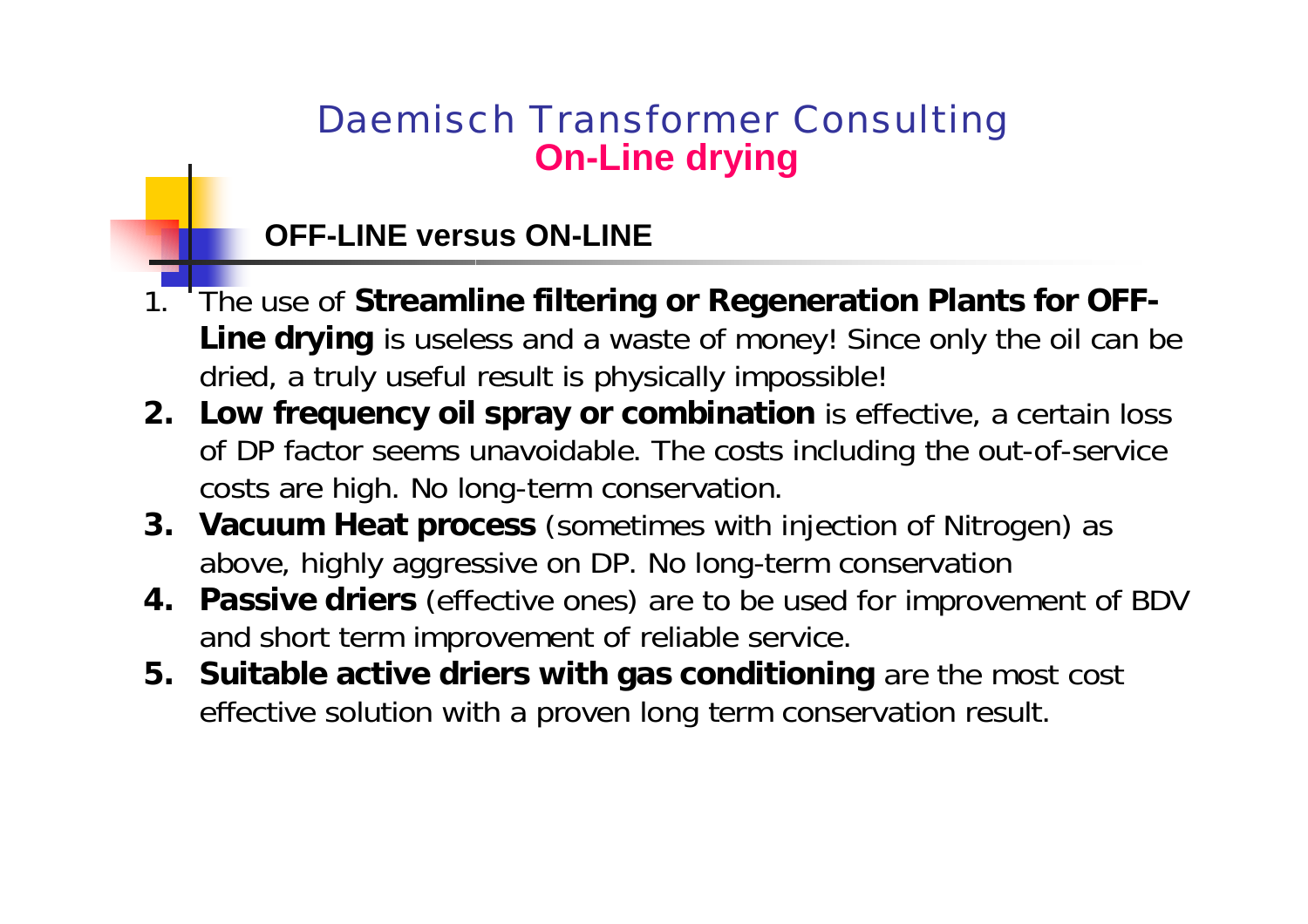# Daemisch Transformer Consulting

## On-Line drying

### OFF-LINE versus ON-LINE

1. The use of **Streamline filtering or Regeneration Plants for OFF-Line drying** is useless and a waste of money! Since only the oil can be dried, a truly useful result is physically impossible!
2. **Low frequency oil spray or combination** is effective, a certain loss of DP factor seems unavoidable. The costs including the out-of-service costs are high. No long-term conservation.
3. **Vacuum Heat process** (sometimes with injection of Nitrogen) as above, highly aggressive on DP. No long-term conservation
4. **Passive driers** (effective ones) are to be used for improvement of BDV and short term improvement of reliable service.
5. **Suitable active driers with gas conditioning** are the most cost effective solution with a proven long term conservation result.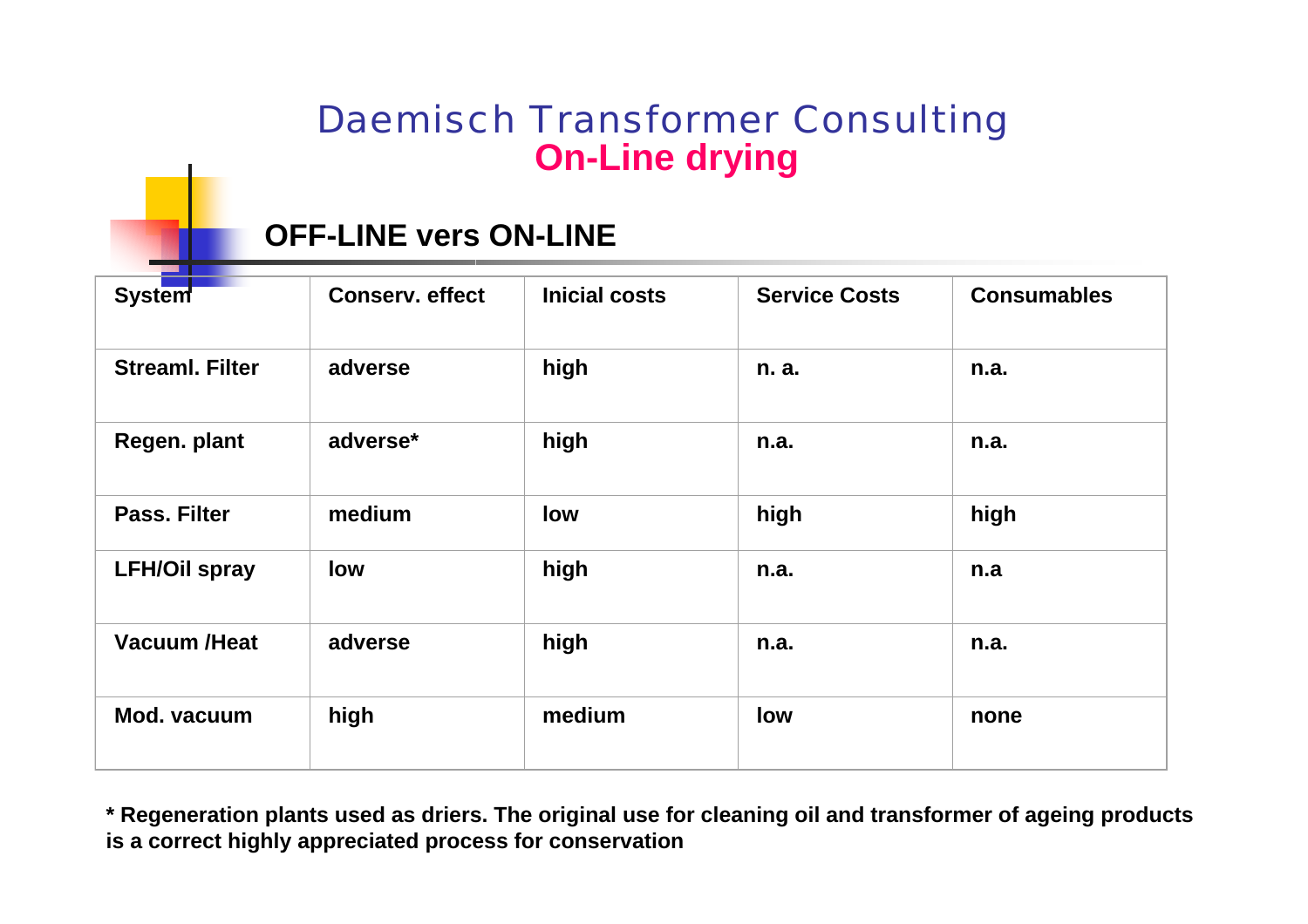# Daemisch Transformer Consulting
## On-Line drying

### OFF-LINE vers ON-LINE

| System | Conserv. effect | Inicial costs | Service Costs | Consumables |
|---|---|---|---|---|
| Streaml. Filter | adverse | high | n. a. | n.a. |
| Regen. plant | adverse* | high | n.a. | n.a. |
| Pass. Filter | medium | low | high | high |
| LFH/Oil spray | low | high | n.a. | n.a |
| Vacuum /Heat | adverse | high | n.a. | n.a. |
| Mod. vacuum | high | medium | low | none |

**\* Regeneration plants used as driers. The original use for cleaning oil and transformer of ageing products is a correct highly appreciated process for conservation**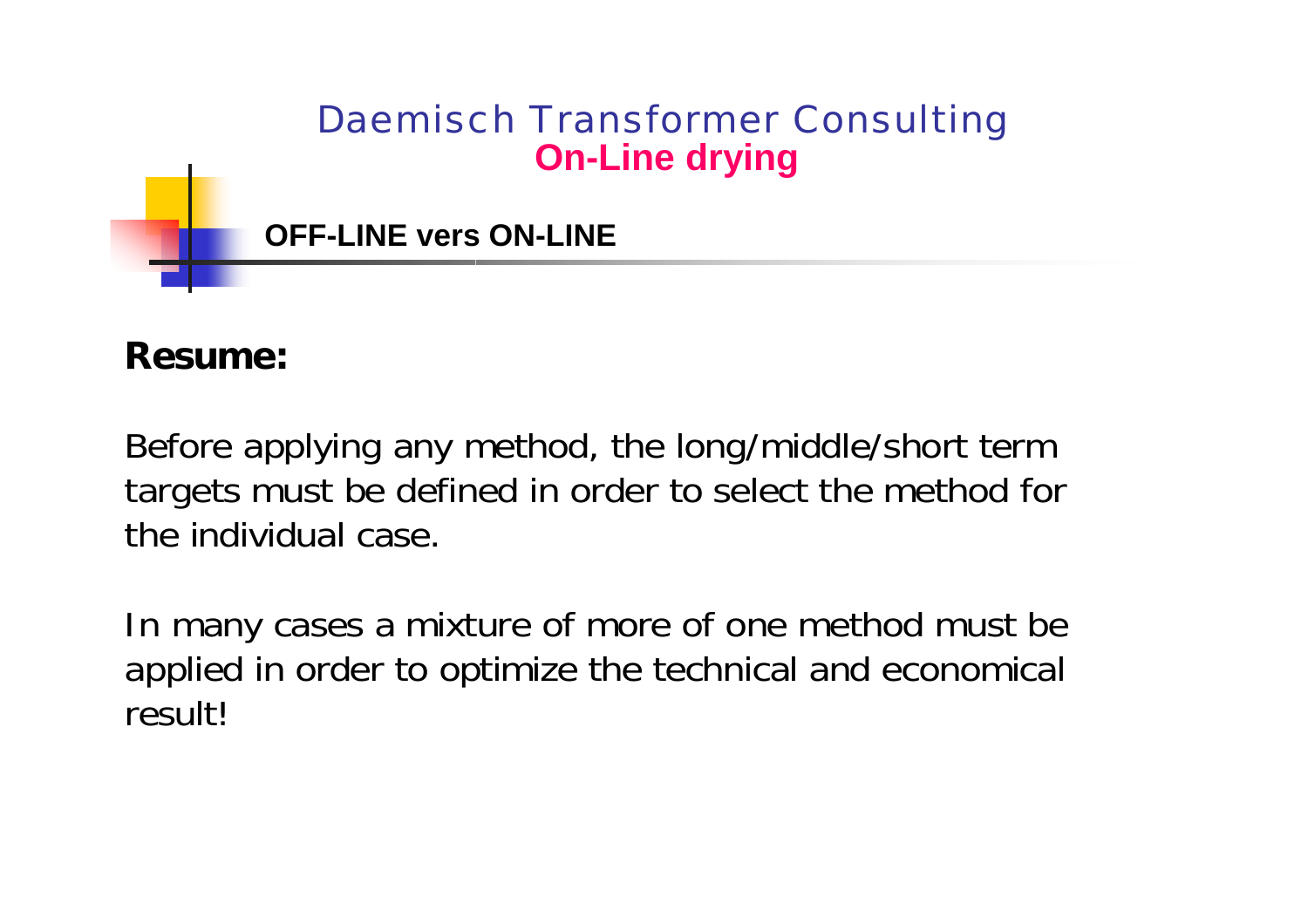# Daemisch Transformer Consulting

## On-Line drying

### OFF-LINE vers ON-LINE

**Resume:**

Before applying any method, the long/middle/short term targets must be defined in order to select the method for the individual case.

In many cases a mixture of more of one method must be applied in order to optimize the technical and economical result!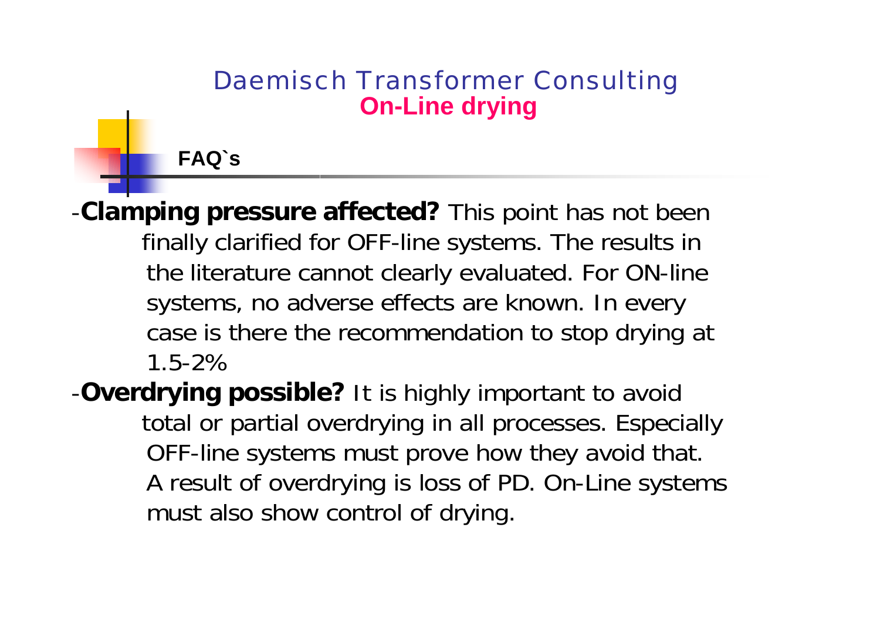# Daemisch Transformer Consulting

## On-Line drying

### FAQ`s

-**Clamping pressure affected?** This point has not been finally clarified for OFF-line systems. The results in the literature cannot clearly evaluated. For ON-line systems, no adverse effects are known. In every case is there the recommendation to stop drying at 1.5-2%

-**Overdrying possible?** It is highly important to avoid total or partial overdrying in all processes. Especially OFF-line systems must prove how they avoid that. A result of overdrying is loss of PD. On-Line systems must also show control of drying.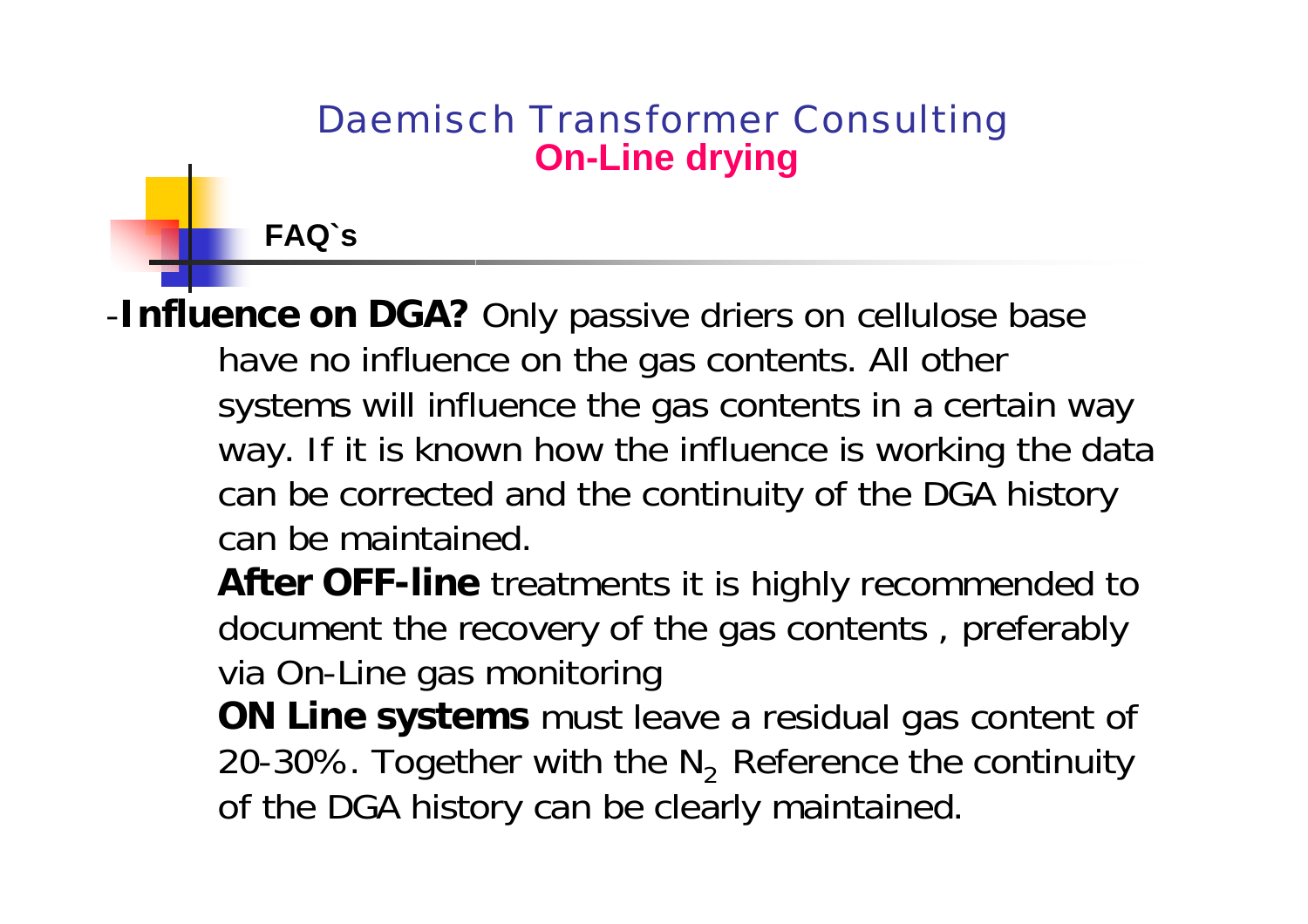# Daemisch Transformer Consulting

## On-Line drying

### FAQ`s

-**Influence on DGA?** Only passive driers on cellulose base have no influence on the gas contents. All other systems will influence the gas contents in a certain way way. If it is known how the influence is working the data can be corrected and the continuity of the DGA history can be maintained.

**After OFF-line** treatments it is highly recommended to document the recovery of the gas contents , preferably via On-Line gas monitoring

**ON Line systems** must leave a residual gas content of 20-30%. Together with the $N_2$ Reference the continuity of the DGA history can be clearly maintained.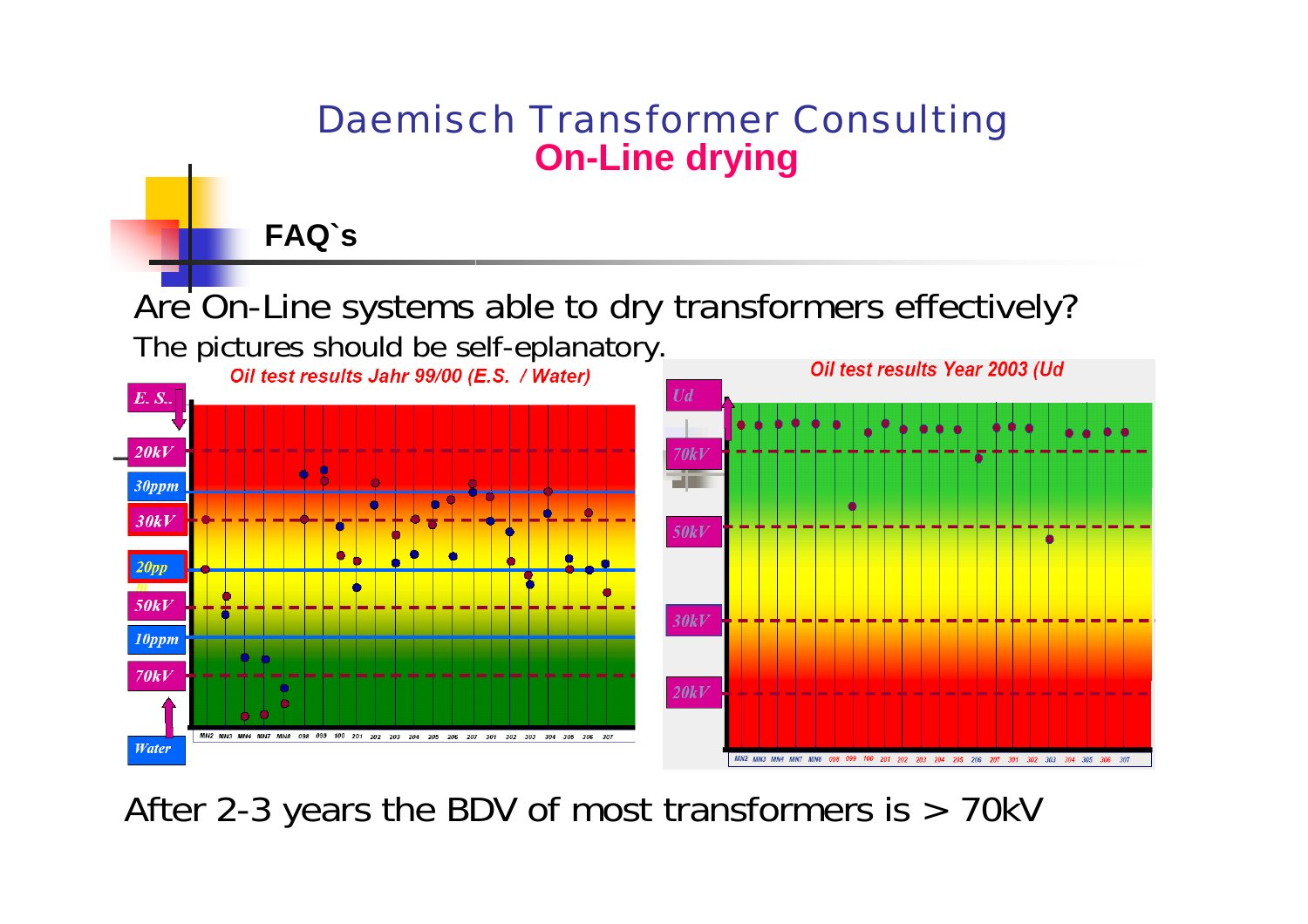# Daemisch Transformer Consulting

## On-Line drying

### FAQ`s

Are On-Line systems able to dry transformers effectively?

The pictures should be self-eplanatory.

Oil test results Jahr 99/00 (E.S. / Water)

E. S.. | 20kV | 30ppm | 30kV | 20ppm | 50kV | 10ppm | 70kV | Water

MN2 MN3 MN4 MN7 MN8 098 099 100 201 202 203 204 205 206 207 301 302 303 304 305 306 307

Oil test results Year 2003 (Ud

Ud | 70kV | 50kV | 30kV | 20kV

MN2 MN3 MN4 MN7 MN8 098 099 100 201 202 203 204 205 206 207 301 302 303 304 305 306 307

After 2-3 years the BDV of most transformers is > 70kV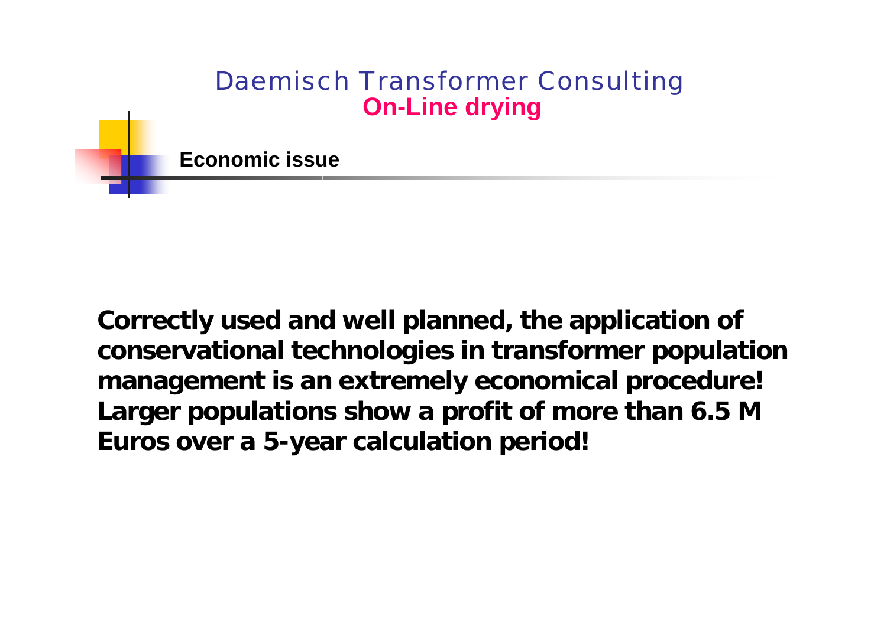Daemisch Transformer Consulting

**On-Line drying**

## Economic issue

**Correctly used and well planned, the application of conservational technologies in transformer population management is an extremely economical procedure! Larger populations show a profit of more than 6.5 M Euros over a 5-year calculation period!**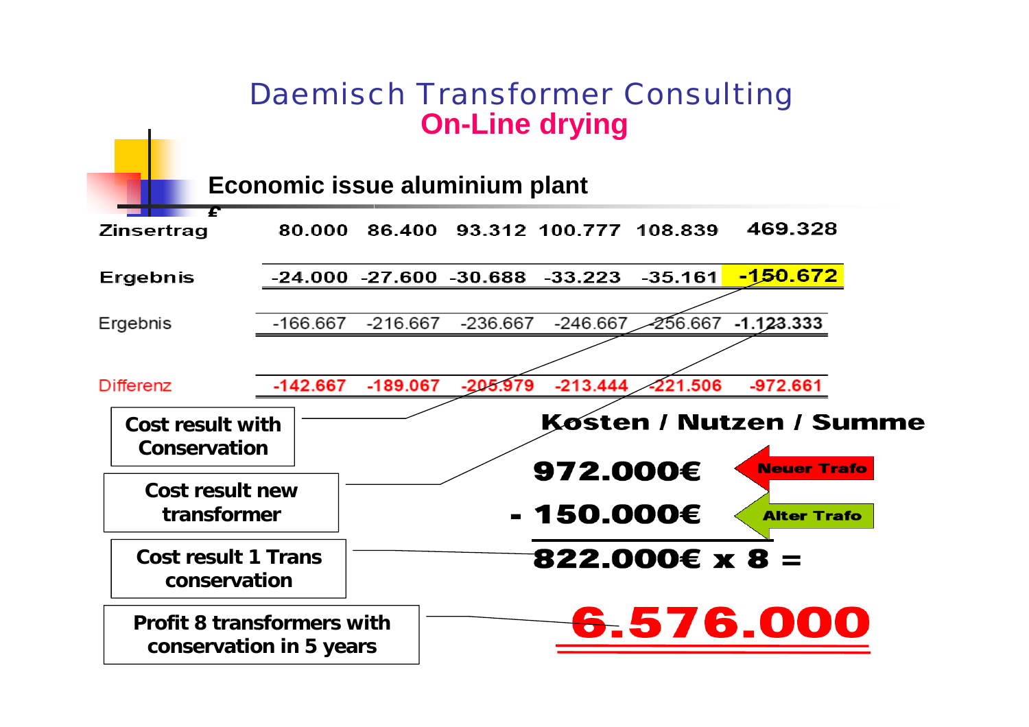# Daemisch Transformer Consulting

## On-Line drying

### Economic issue aluminium plant

| £ | | | | | | |
|---|---|---|---|---|---|---|
| Zinsertrag | 80.000 | 86.400 | 93.312 | 100.777 | 108.839 | 469.328 |
| Ergebnis | -24.000 | -27.600 | -30.688 | -33.223 | -35.161 | **-150.672** |
| Ergebnis | -166.667 | -216.667 | -236.667 | -246.667 | -256.667 | **-1.123.333** |
| Differenz | -142.667 | -189.067 | -205.979 | -213.444 | -221.506 | -972.661 |

**Cost result with Conservation**

**Cost result new transformer**

**Cost result 1 Trans conservation**

**Profit 8 transformers with conservation in 5 years**

**Kosten / Nutzen / Summe**

**972.000€** — Neuer Trafo

**- 150.000€** — Alter Trafo

**822.000€ x 8 =**

**6.576.000**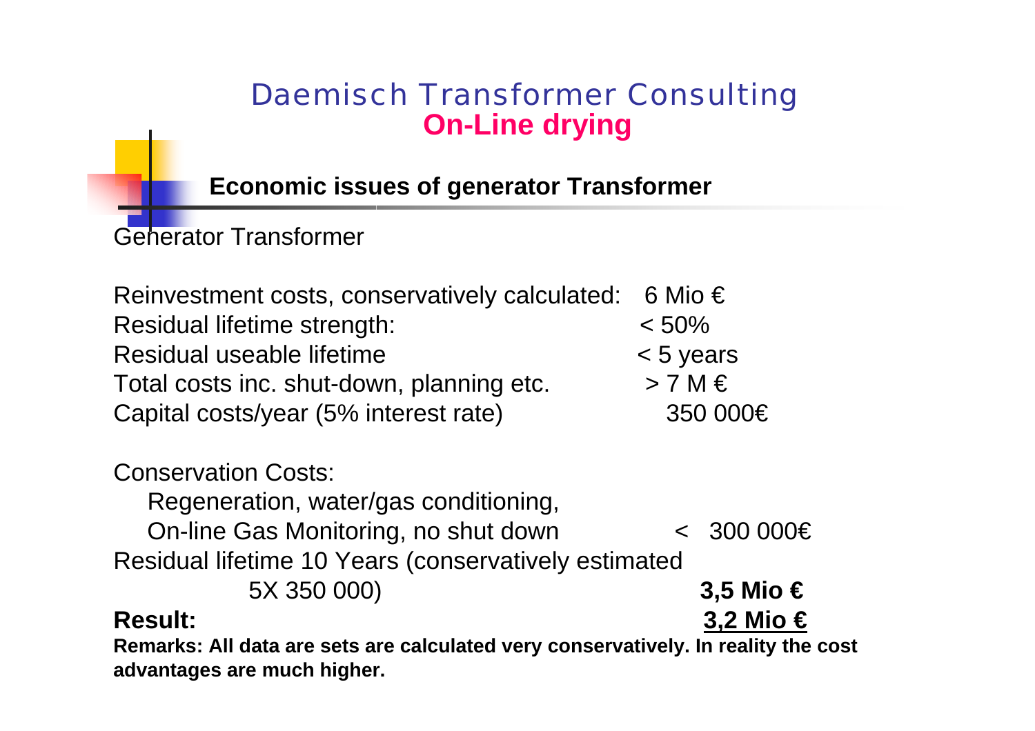# Daemisch Transformer Consulting
## On-Line drying

### Economic issues of generator Transformer

Generator Transformer

| | |
|---|---|
| Reinvestment costs, conservatively calculated: | 6 Mio € |
| Residual lifetime strength: | < 50% |
| Residual useable lifetime | < 5 years |
| Total costs inc. shut-down, planning etc. | > 7 M € |
| Capital costs/year (5% interest rate) | 350 000€ |

Conservation Costs:

Regeneration, water/gas conditioning,
On-line Gas Monitoring, no shut down < 300 000€

Residual lifetime 10 Years (conservatively estimated
5X 350 000) **3,5 Mio €**

**Result:** <u>**3,2 Mio €**</u>

**Remarks: All data are sets are calculated very conservatively. In reality the cost advantages are much higher.**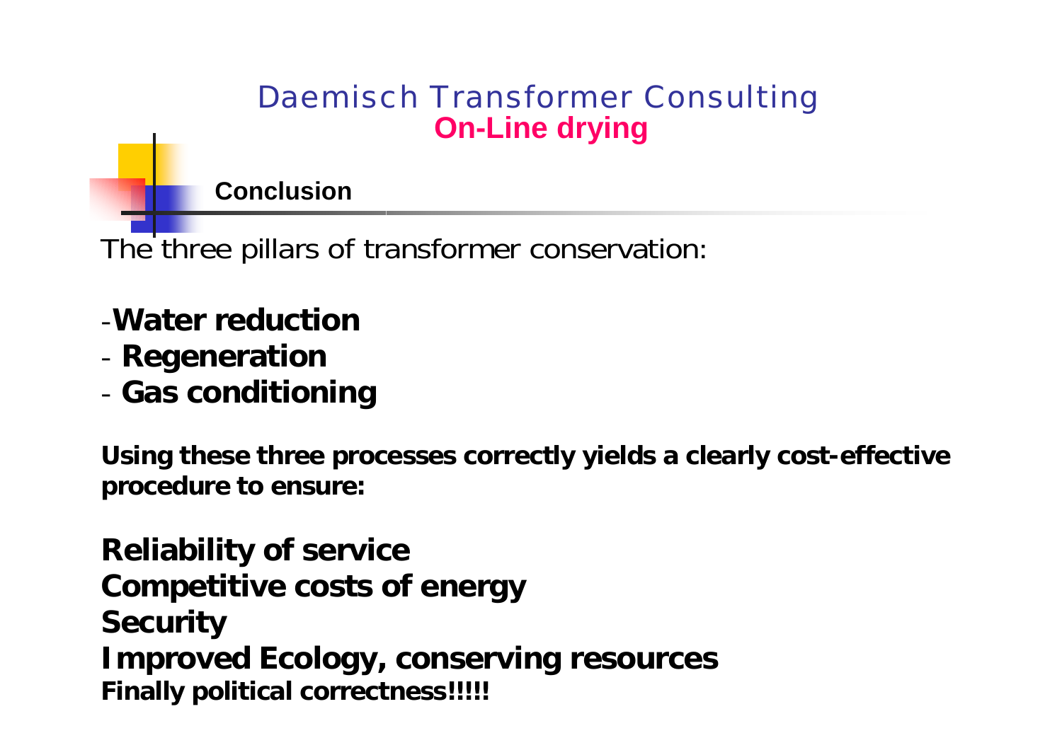# Daemisch Transformer Consulting

## On-Line drying

### Conclusion

The three pillars of transformer conservation:

- **Water reduction**
- **Regeneration**
- **Gas conditioning**

**Using these three processes correctly yields a clearly cost-effective procedure to ensure:**

**Reliability of service**
**Competitive costs of energy**
**Security**
**Improved Ecology, conserving resources**
**Finally political correctness!!!!!**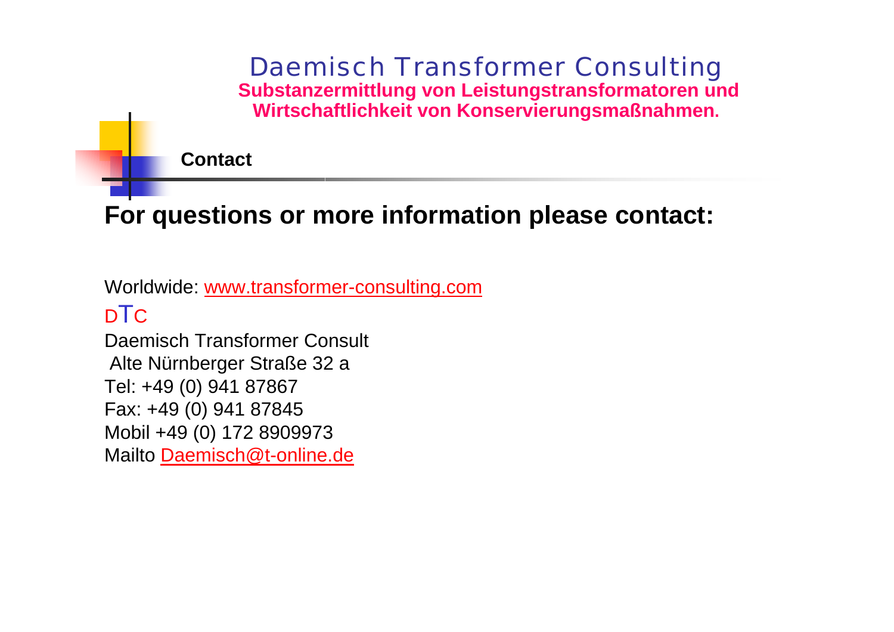Daemisch Transformer Consulting

**Substanzermittlung von Leistungstransformatoren und Wirtschaftlichkeit von Konservierungsmaßnahmen.**

**Contact**

## For questions or more information please contact:

Worldwide: www.transformer-consulting.com

DTC

Daemisch Transformer Consult
Alte Nürnberger Straße 32 a
Tel: +49 (0) 941 87867
Fax: +49 (0) 941 87845
Mobil +49 (0) 172 8909973
Mailto Daemisch@t-online.de